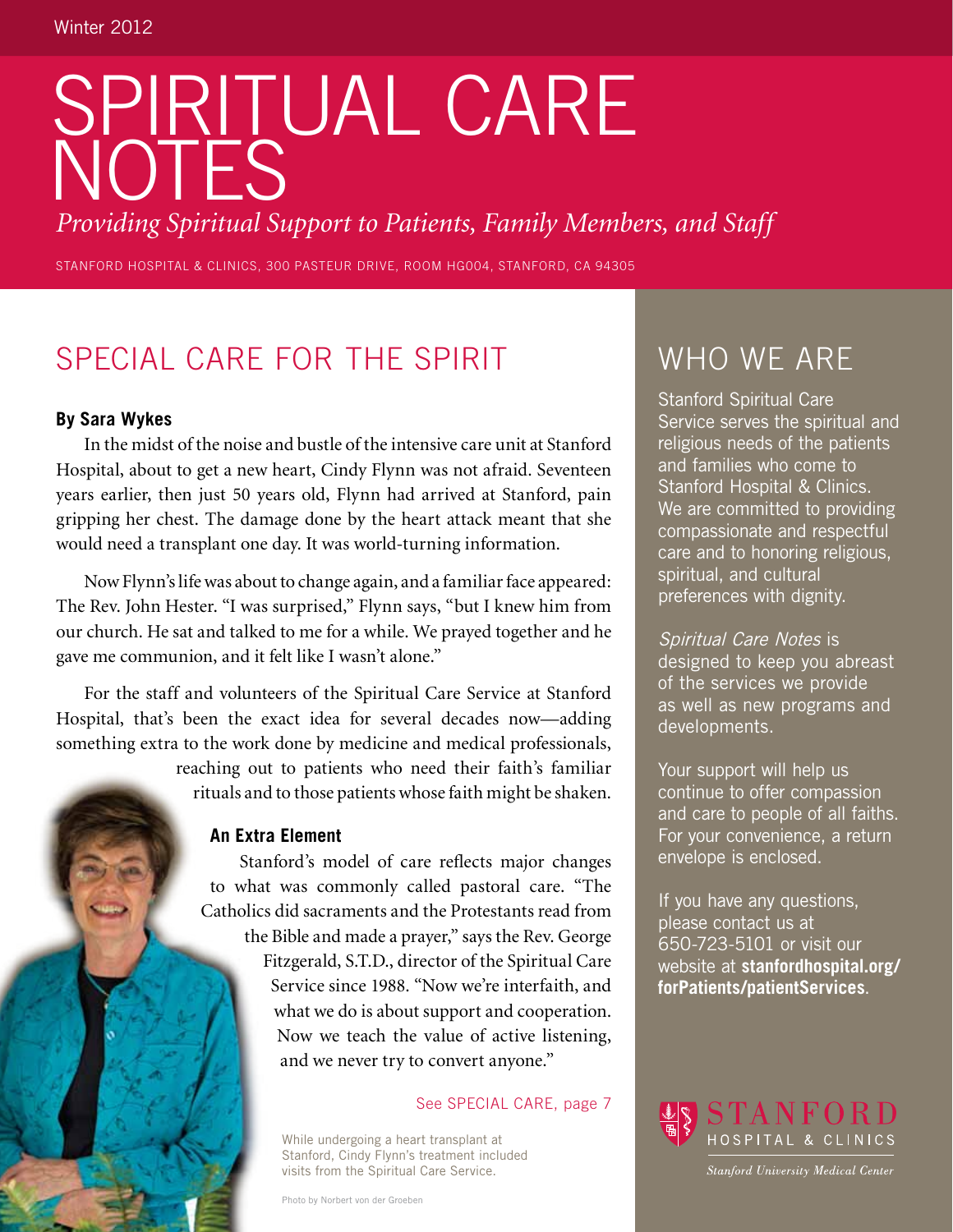Winter 2012

# SPIRITUAL CARE NOTES

*Providing Spiritual Support to Patients, Family Members, and Staff*

STANFORD HOSPITAL & CLINICS, 300 PASTEUR DRIVE, ROOM HG004, STANFORD, CA 94305

## SPECIAL CARE FOR THE SPIRIT

**By Sara Wykes**

In the midst of the noise and bustle of the intensive care unit at Stanford Hospital, about to get a new heart, Cindy Flynn was not afraid. Seventeen years earlier, then just 50 years old, Flynn had arrived at Stanford, pain gripping her chest. The damage done by the heart attack meant that she would need a transplant one day. It was world-turning information.

Now Flynn's life was about to change again, and a familiar face appeared: The Rev. John Hester. "I was surprised," Flynn says, "but I knew him from our church. He sat and talked to me for a while. We prayed together and he gave me communion, and it felt like I wasn't alone."

For the staff and volunteers of the Spiritual Care Service at Stanford Hospital, that's been the exact idea for several decades now—adding something extra to the work done by medicine and medical professionals, reaching out to patients who need their faith's familiar rituals and to those patients whose faith might be shaken.

### An Extra Element

Stanford's model of care reflects major changes to what was commonly called pastoral care. "The Catholics did sacraments and the Protestants read from the Bible and made a prayer," says the Rev. George Fitzgerald, S.T.D., director of the Spiritual Care Service since 1988. "Now we're interfaith, and what we do is about support and cooperation. Now we teach the value of active listening, and we never try to convert anyone."

See SPECIAL CARE, page 7

While undergoing a heart transplant at Stanford, Cindy Flynn's treatment included visits from the Spiritual Care Service.

Photo by Norbert von der Groeben

## WHO WE ARE

Stanford Spiritual Care Service serves the spiritual and religious needs of the patients and families who come to Stanford Hospital & Clinics. We are committed to providing compassionate and respectful care and to honoring religious, spiritual, and cultural preferences with dignity.

*Spiritual Care Notes* is designed to keep you abreast of the services we provide as well as new programs and developments.

Your support will help us continue to offer compassion and care to people of all faiths. For your convenience, a return envelope is enclosed.

If you have any questions, please contact us at 650-723-5101 or visit our website at **stanfordhospital.org/forPatients/patientServices**.

STANFORD HOSPITAL & CLINICS

*Stanford University Medical Center*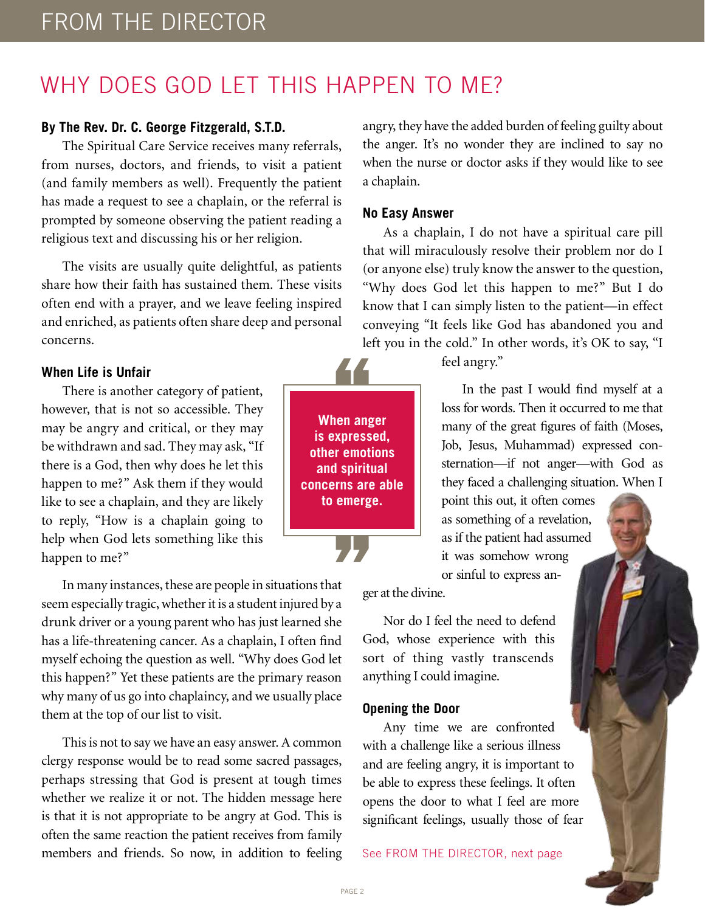# WHY DOES GOD LET THIS HAPPEN TO ME?

**By The Rev. Dr. C. George Fitzgerald, S.T.D.**

The Spiritual Care Service receives many referrals, from nurses, doctors, and friends, to visit a patient (and family members as well). Frequently the patient has made a request to see a chaplain, or the referral is prompted by someone observing the patient reading a religious text and discussing his or her religion.

The visits are usually quite delightful, as patients share how their faith has sustained them. These visits often end with a prayer, and we leave feeling inspired and enriched, as patients often share deep and personal concerns.

### When Life is Unfair

There is another category of patient, however, that is not so accessible. They may be angry and critical, or they may be withdrawn and sad. They may ask, "If there is a God, then why does he let this happen to me?" Ask them if they would like to see a chaplain, and they are likely to reply, "How is a chaplain going to help when God lets something like this happen to me?"

> **When anger is expressed, other emotions and spiritual concerns are able to emerge.**

In many instances, these are people in situations that seem especially tragic, whether it is a student injured by a drunk driver or a young parent who has just learned she has a life-threatening cancer. As a chaplain, I often find myself echoing the question as well. "Why does God let this happen?" Yet these patients are the primary reason why many of us go into chaplaincy, and we usually place them at the top of our list to visit.

This is not to say we have an easy answer. A common clergy response would be to read some sacred passages, perhaps stressing that God is present at tough times whether we realize it or not. The hidden message here is that it is not appropriate to be angry at God. This is often the same reaction the patient receives from family members and friends. So now, in addition to feeling angry, they have the added burden of feeling guilty about the anger. It's no wonder they are inclined to say no when the nurse or doctor asks if they would like to see a chaplain.

### No Easy Answer

As a chaplain, I do not have a spiritual care pill that will miraculously resolve their problem nor do I (or anyone else) truly know the answer to the question, "Why does God let this happen to me?" But I do know that I can simply listen to the patient—in effect conveying "It feels like God has abandoned you and left you in the cold." In other words, it's OK to say, "I feel angry."

In the past I would find myself at a loss for words. Then it occurred to me that many of the great figures of faith (Moses, Job, Jesus, Muhammad) expressed consternation—if not anger—with God as they faced a challenging situation. When I point this out, it often comes as something of a revelation, as if the patient had assumed it was somehow wrong or sinful to express anger at the divine.

Nor do I feel the need to defend God, whose experience with this sort of thing vastly transcends anything I could imagine.

### Opening the Door

Any time we are confronted with a challenge like a serious illness and are feeling angry, it is important to be able to express these feelings. It often opens the door to what I feel are more significant feelings, usually those of fear

See FROM THE DIRECTOR, next page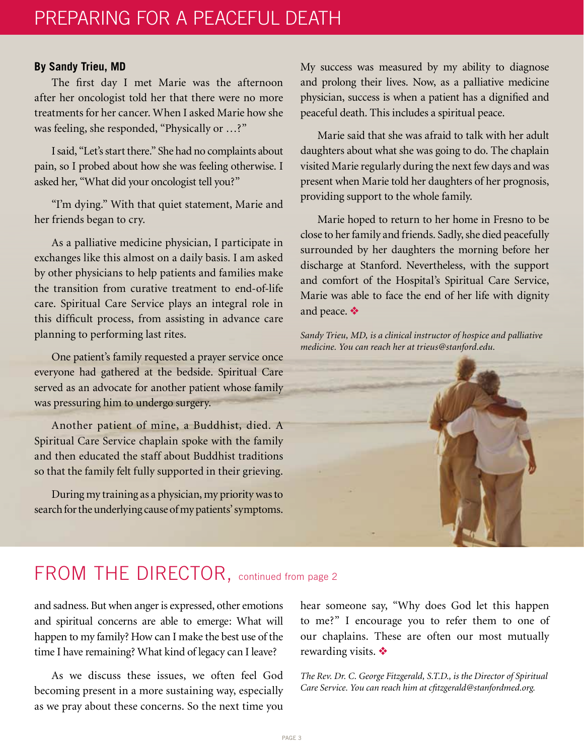# PREPARING FOR A PEACEFUL DEATH

**By Sandy Trieu, MD**

The first day I met Marie was the afternoon after her oncologist told her that there were no more treatments for her cancer. When I asked Marie how she was feeling, she responded, "Physically or …?"

I said, "Let's start there." She had no complaints about pain, so I probed about how she was feeling otherwise. I asked her, "What did your oncologist tell you?"

"I'm dying." With that quiet statement, Marie and her friends began to cry.

As a palliative medicine physician, I participate in exchanges like this almost on a daily basis. I am asked by other physicians to help patients and families make the transition from curative treatment to end-of-life care. Spiritual Care Service plays an integral role in this difficult process, from assisting in advance care planning to performing last rites.

One patient's family requested a prayer service once everyone had gathered at the bedside. Spiritual Care served as an advocate for another patient whose family was pressuring him to undergo surgery.

Another patient of mine, a Buddhist, died. A Spiritual Care Service chaplain spoke with the family and then educated the staff about Buddhist traditions so that the family felt fully supported in their grieving.

During my training as a physician, my priority was to search for the underlying cause of my patients' symptoms. My success was measured by my ability to diagnose and prolong their lives. Now, as a palliative medicine physician, success is when a patient has a dignified and peaceful death. This includes a spiritual peace.

Marie said that she was afraid to talk with her adult daughters about what she was going to do. The chaplain visited Marie regularly during the next few days and was present when Marie told her daughters of her prognosis, providing support to the whole family.

Marie hoped to return to her home in Fresno to be close to her family and friends. Sadly, she died peacefully surrounded by her daughters the morning before her discharge at Stanford. Nevertheless, with the support and comfort of the Hospital's Spiritual Care Service, Marie was able to face the end of her life with dignity and peace. ❖

*Sandy Trieu, MD, is a clinical instructor of hospice and palliative medicine. You can reach her at trieus@stanford.edu.*

# FROM THE DIRECTOR, continued from page 2

and sadness. But when anger is expressed, other emotions and spiritual concerns are able to emerge: What will happen to my family? How can I make the best use of the time I have remaining? What kind of legacy can I leave?

As we discuss these issues, we often feel God becoming present in a more sustaining way, especially as we pray about these concerns. So the next time you hear someone say, "Why does God let this happen to me?" I encourage you to refer them to one of our chaplains. These are often our most mutually rewarding visits. ❖

*The Rev. Dr. C. George Fitzgerald, S.T.D., is the Director of Spiritual Care Service. You can reach him at cfitzgerald@stanfordmed.org.*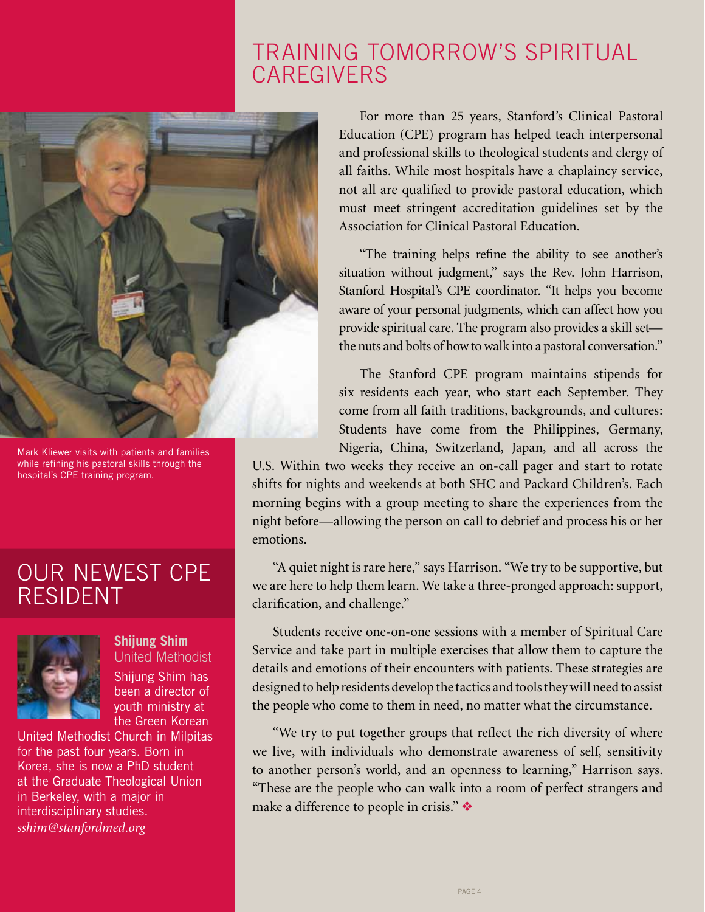# TRAINING TOMORROW'S SPIRITUAL CAREGIVERS

Mark Kliewer visits with patients and families while refining his pastoral skills through the hospital's CPE training program.

For more than 25 years, Stanford's Clinical Pastoral Education (CPE) program has helped teach interpersonal and professional skills to theological students and clergy of all faiths. While most hospitals have a chaplaincy service, not all are qualified to provide pastoral education, which must meet stringent accreditation guidelines set by the Association for Clinical Pastoral Education.

"The training helps refine the ability to see another's situation without judgment," says the Rev. John Harrison, Stanford Hospital's CPE coordinator. "It helps you become aware of your personal judgments, which can affect how you provide spiritual care. The program also provides a skill set—the nuts and bolts of how to walk into a pastoral conversation."

The Stanford CPE program maintains stipends for six residents each year, who start each September. They come from all faith traditions, backgrounds, and cultures: Students have come from the Philippines, Germany, Nigeria, China, Switzerland, Japan, and all across the U.S. Within two weeks they receive an on-call pager and start to rotate shifts for nights and weekends at both SHC and Packard Children's. Each morning begins with a group meeting to share the experiences from the night before—allowing the person on call to debrief and process his or her emotions.

"A quiet night is rare here," says Harrison. "We try to be supportive, but we are here to help them learn. We take a three-pronged approach: support, clarification, and challenge."

Students receive one-on-one sessions with a member of Spiritual Care Service and take part in multiple exercises that allow them to capture the details and emotions of their encounters with patients. These strategies are designed to help residents develop the tactics and tools they will need to assist the people who come to them in need, no matter what the circumstance.

"We try to put together groups that reflect the rich diversity of where we live, with individuals who demonstrate awareness of self, sensitivity to another person's world, and an openness to learning," Harrison says. "These are the people who can walk into a room of perfect strangers and make a difference to people in crisis." ❖

## OUR NEWEST CPE RESIDENT

**Shijung Shim**
United Methodist

Shijung Shim has been a director of youth ministry at the Green Korean United Methodist Church in Milpitas for the past four years. Born in Korea, she is now a PhD student at the Graduate Theological Union in Berkeley, with a major in interdisciplinary studies.
*sshim@stanfordmed.org*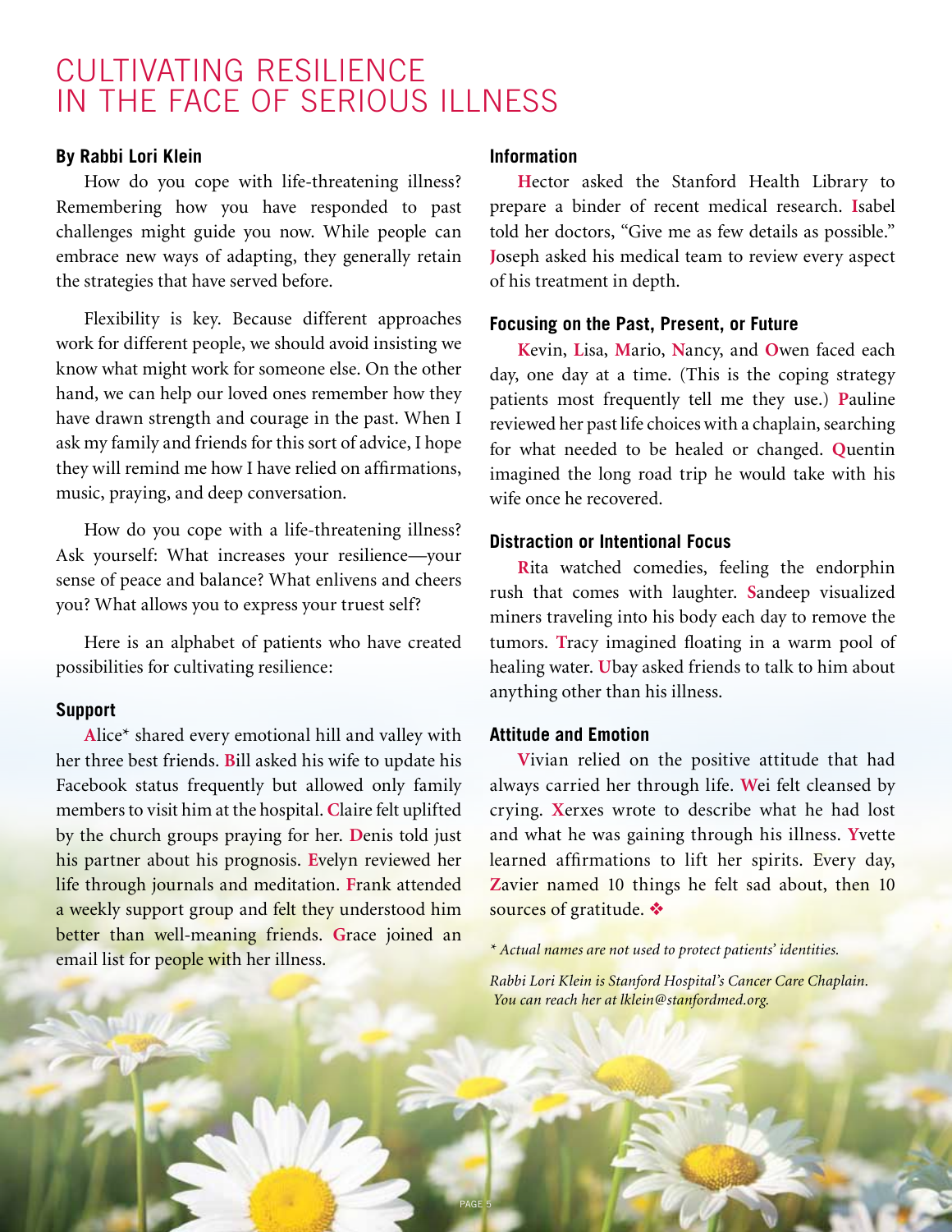# CULTIVATING RESILIENCE IN THE FACE OF SERIOUS ILLNESS

**By Rabbi Lori Klein**

How do you cope with life-threatening illness? Remembering how you have responded to past challenges might guide you now. While people can embrace new ways of adapting, they generally retain the strategies that have served before.

Flexibility is key. Because different approaches work for different people, we should avoid insisting we know what might work for someone else. On the other hand, we can help our loved ones remember how they have drawn strength and courage in the past. When I ask my family and friends for this sort of advice, I hope they will remind me how I have relied on affirmations, music, praying, and deep conversation.

How do you cope with a life-threatening illness? Ask yourself: What increases your resilience—your sense of peace and balance? What enlivens and cheers you? What allows you to express your truest self?

Here is an alphabet of patients who have created possibilities for cultivating resilience:

## Support

**A**lice* shared every emotional hill and valley with her three best friends. **B**ill asked his wife to update his Facebook status frequently but allowed only family members to visit him at the hospital. **C**laire felt uplifted by the church groups praying for her. **D**enis told just his partner about his prognosis. **E**velyn reviewed her life through journals and meditation. **F**rank attended a weekly support group and felt they understood him better than well-meaning friends. **G**race joined an email list for people with her illness.

## Information

**H**ector asked the Stanford Health Library to prepare a binder of recent medical research. **I**sabel told her doctors, "Give me as few details as possible." **J**oseph asked his medical team to review every aspect of his treatment in depth.

## Focusing on the Past, Present, or Future

**K**evin, **L**isa, **M**ario, **N**ancy, and **O**wen faced each day, one day at a time. (This is the coping strategy patients most frequently tell me they use.) **P**auline reviewed her past life choices with a chaplain, searching for what needed to be healed or changed. **Q**uentin imagined the long road trip he would take with his wife once he recovered.

## Distraction or Intentional Focus

**R**ita watched comedies, feeling the endorphin rush that comes with laughter. **S**andeep visualized miners traveling into his body each day to remove the tumors. **T**racy imagined floating in a warm pool of healing water. **U**bay asked friends to talk to him about anything other than his illness.

## Attitude and Emotion

**V**ivian relied on the positive attitude that had always carried her through life. **W**ei felt cleansed by crying. **X**erxes wrote to describe what he had lost and what he was gaining through his illness. **Y**vette learned affirmations to lift her spirits. Every day, **Z**avier named 10 things he felt sad about, then 10 sources of gratitude. ❖

*\* Actual names are not used to protect patients' identities.*

*Rabbi Lori Klein is Stanford Hospital's Cancer Care Chaplain. You can reach her at lklein@stanfordmed.org.*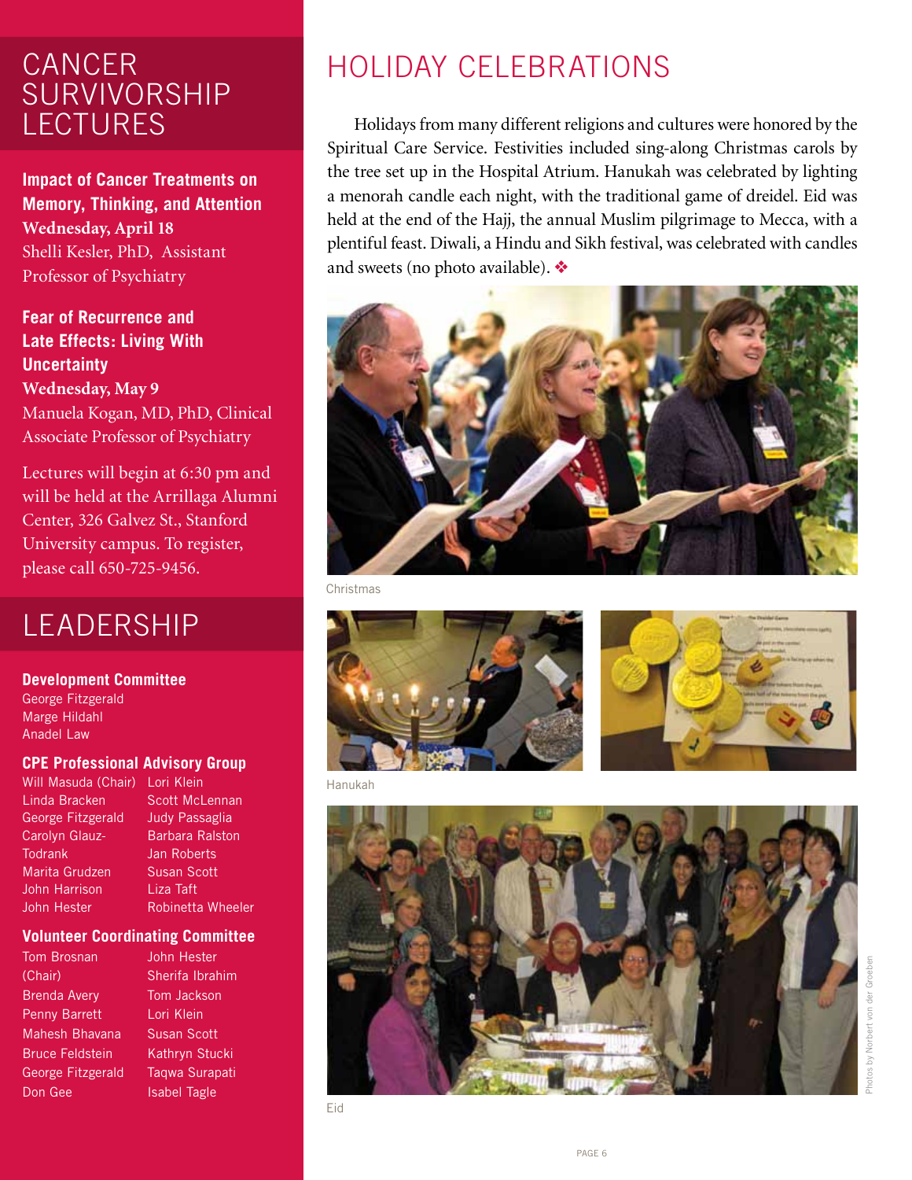# CANCER SURVIVORSHIP LECTURES

**Impact of Cancer Treatments on Memory, Thinking, and Attention**
**Wednesday, April 18**
Shelli Kesler, PhD, Assistant Professor of Psychiatry

**Fear of Recurrence and Late Effects: Living With Uncertainty**
**Wednesday, May 9**
Manuela Kogan, MD, PhD, Clinical Associate Professor of Psychiatry

Lectures will begin at 6:30 pm and will be held at the Arrillaga Alumni Center, 326 Galvez St., Stanford University campus. To register, please call 650-725-9456.

# LEADERSHIP

### Development Committee

George Fitzgerald
Marge Hildahl
Anadel Law

### CPE Professional Advisory Group

Will Masuda (Chair)
Linda Bracken
George Fitzgerald
Carolyn Glauz-Todrank
Marita Grudzen
John Harrison
John Hester
Lori Klein
Scott McLennan
Judy Passaglia
Barbara Ralston
Jan Roberts
Susan Scott
Liza Taft
Robinetta Wheeler

### Volunteer Coordinating Committee

Tom Brosnan (Chair)
Brenda Avery
Penny Barrett
Mahesh Bhavana
Bruce Feldstein
George Fitzgerald
Don Gee
John Hester
Sherifa Ibrahim
Tom Jackson
Lori Klein
Susan Scott
Kathryn Stucki
Taqwa Surapati
Isabel Tagle

# HOLIDAY CELEBRATIONS

Holidays from many different religions and cultures were honored by the Spiritual Care Service. Festivities included sing-along Christmas carols by the tree set up in the Hospital Atrium. Hanukah was celebrated by lighting a menorah candle each night, with the traditional game of dreidel. Eid was held at the end of the Hajj, the annual Muslim pilgrimage to Mecca, with a plentiful feast. Diwali, a Hindu and Sikh festival, was celebrated with candles and sweets (no photo available). ❖

Christmas

Hanukah

Eid

Photos by Norbert von der Groeben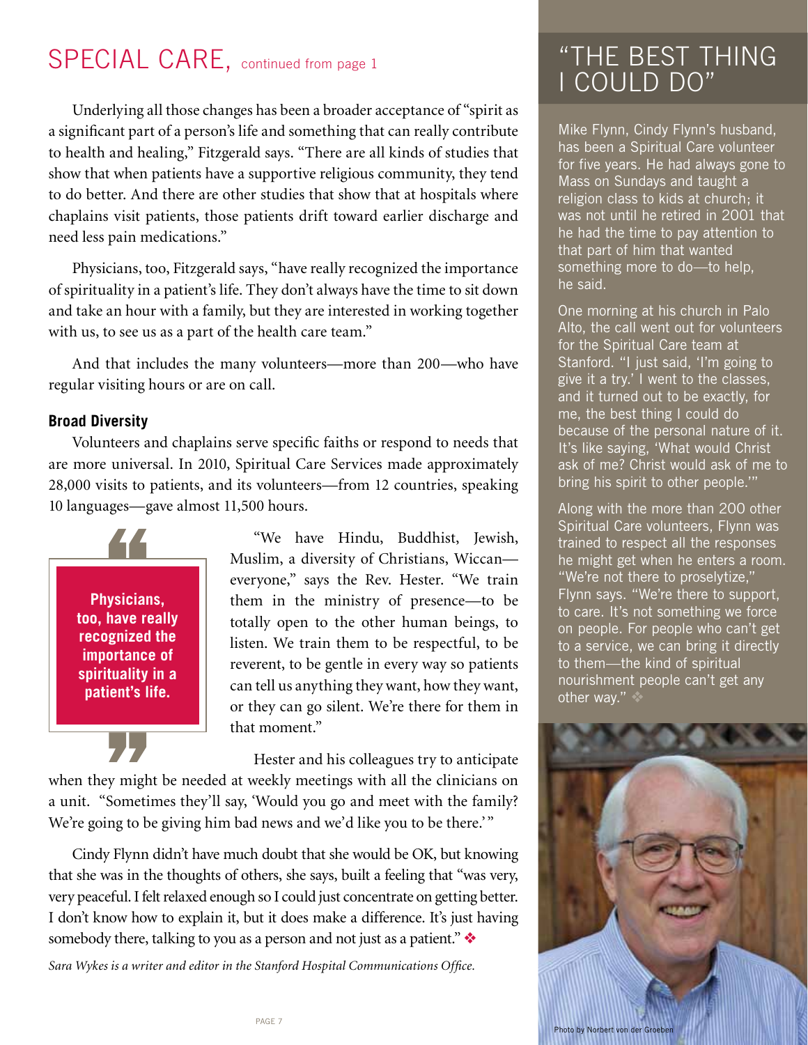## SPECIAL CARE, continued from page 1

Underlying all those changes has been a broader acceptance of "spirit as a significant part of a person's life and something that can really contribute to health and healing," Fitzgerald says. "There are all kinds of studies that show that when patients have a supportive religious community, they tend to do better. And there are other studies that show that at hospitals where chaplains visit patients, those patients drift toward earlier discharge and need less pain medications."

Physicians, too, Fitzgerald says, "have really recognized the importance of spirituality in a patient's life. They don't always have the time to sit down and take an hour with a family, but they are interested in working together with us, to see us as a part of the health care team."

And that includes the many volunteers—more than 200—who have regular visiting hours or are on call.

### Broad Diversity

Volunteers and chaplains serve specific faiths or respond to needs that are more universal. In 2010, Spiritual Care Services made approximately 28,000 visits to patients, and its volunteers—from 12 countries, speaking 10 languages—gave almost 11,500 hours.

> **Physicians, too, have really recognized the importance of spirituality in a patient's life.**

"We have Hindu, Buddhist, Jewish, Muslim, a diversity of Christians, Wiccan—everyone," says the Rev. Hester. "We train them in the ministry of presence—to be totally open to the other human beings, to listen. We train them to be respectful, to be reverent, to be gentle in every way so patients can tell us anything they want, how they want, or they can go silent. We're there for them in that moment."

Hester and his colleagues try to anticipate when they might be needed at weekly meetings with all the clinicians on a unit. "Sometimes they'll say, 'Would you go and meet with the family? We're going to be giving him bad news and we'd like you to be there.'"

Cindy Flynn didn't have much doubt that she would be OK, but knowing that she was in the thoughts of others, she says, built a feeling that "was very, very peaceful. I felt relaxed enough so I could just concentrate on getting better. I don't know how to explain it, but it does make a difference. It's just having somebody there, talking to you as a person and not just as a patient." ❖

*Sara Wykes is a writer and editor in the Stanford Hospital Communications Office.*

## "THE BEST THING I COULD DO"

Mike Flynn, Cindy Flynn's husband, has been a Spiritual Care volunteer for five years. He had always gone to Mass on Sundays and taught a religion class to kids at church; it was not until he retired in 2001 that he had the time to pay attention to that part of him that wanted something more to do—to help, he said.

One morning at his church in Palo Alto, the call went out for volunteers for the Spiritual Care team at Stanford. "I just said, 'I'm going to give it a try.' I went to the classes, and it turned out to be exactly, for me, the best thing I could do because of the personal nature of it. It's like saying, 'What would Christ ask of me? Christ would ask of me to bring his spirit to other people.'"

Along with the more than 200 other Spiritual Care volunteers, Flynn was trained to respect all the responses he might get when he enters a room. "We're not there to proselytize," Flynn says. "We're there to support, to care. It's not something we force on people. For people who can't get to a service, we can bring it directly to them—the kind of spiritual nourishment people can't get any other way." ❖

Photo by Norbert von der Groeben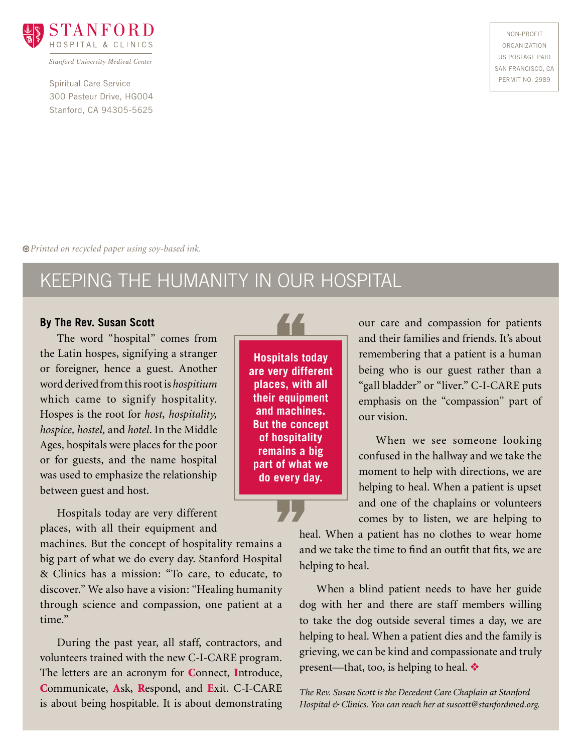STANFORD HOSPITAL & CLINICS

*Stanford University Medical Center*

Spiritual Care Service
300 Pasteur Drive, HG004
Stanford, CA 94305-5625

NON-PROFIT ORGANIZATION
US POSTAGE PAID
SAN FRANCISCO, CA
PERMIT NO. 2989

*Printed on recycled paper using soy-based ink.*

# KEEPING THE HUMANITY IN OUR HOSPITAL

**By The Rev. Susan Scott**

The word "hospital" comes from the Latin hospes, signifying a stranger or foreigner, hence a guest. Another word derived from this root is *hospitium* which came to signify hospitality. Hospes is the root for *host, hospitality, hospice, hostel,* and *hotel*. In the Middle Ages, hospitals were places for the poor or for guests, and the name hospital was used to emphasize the relationship between guest and host.

Hospitals today are very different places, with all their equipment and machines. But the concept of hospitality remains a big part of what we do every day. Stanford Hospital & Clinics has a mission: "To care, to educate, to discover." We also have a vision: "Healing humanity through science and compassion, one patient at a time."

> **Hospitals today are very different places, with all their equipment and machines. But the concept of hospitality remains a big part of what we do every day.**

During the past year, all staff, contractors, and volunteers trained with the new C-I-CARE program. The letters are an acronym for **C**onnect, **I**ntroduce, **C**ommunicate, **A**sk, **R**espond, and **E**xit. C-I-CARE is about being hospitable. It is about demonstrating our care and compassion for patients and their families and friends. It's about remembering that a patient is a human being who is our guest rather than a "gall bladder" or "liver." C-I-CARE puts emphasis on the "compassion" part of our vision.

When we see someone looking confused in the hallway and we take the moment to help with directions, we are helping to heal. When a patient is upset and one of the chaplains or volunteers comes by to listen, we are helping to heal. When a patient has no clothes to wear home and we take the time to find an outfit that fits, we are helping to heal.

When a blind patient needs to have her guide dog with her and there are staff members willing to take the dog outside several times a day, we are helping to heal. When a patient dies and the family is grieving, we can be kind and compassionate and truly present—that, too, is helping to heal. ❖

*The Rev. Susan Scott is the Decedent Care Chaplain at Stanford Hospital & Clinics. You can reach her at suscott@stanfordmed.org.*